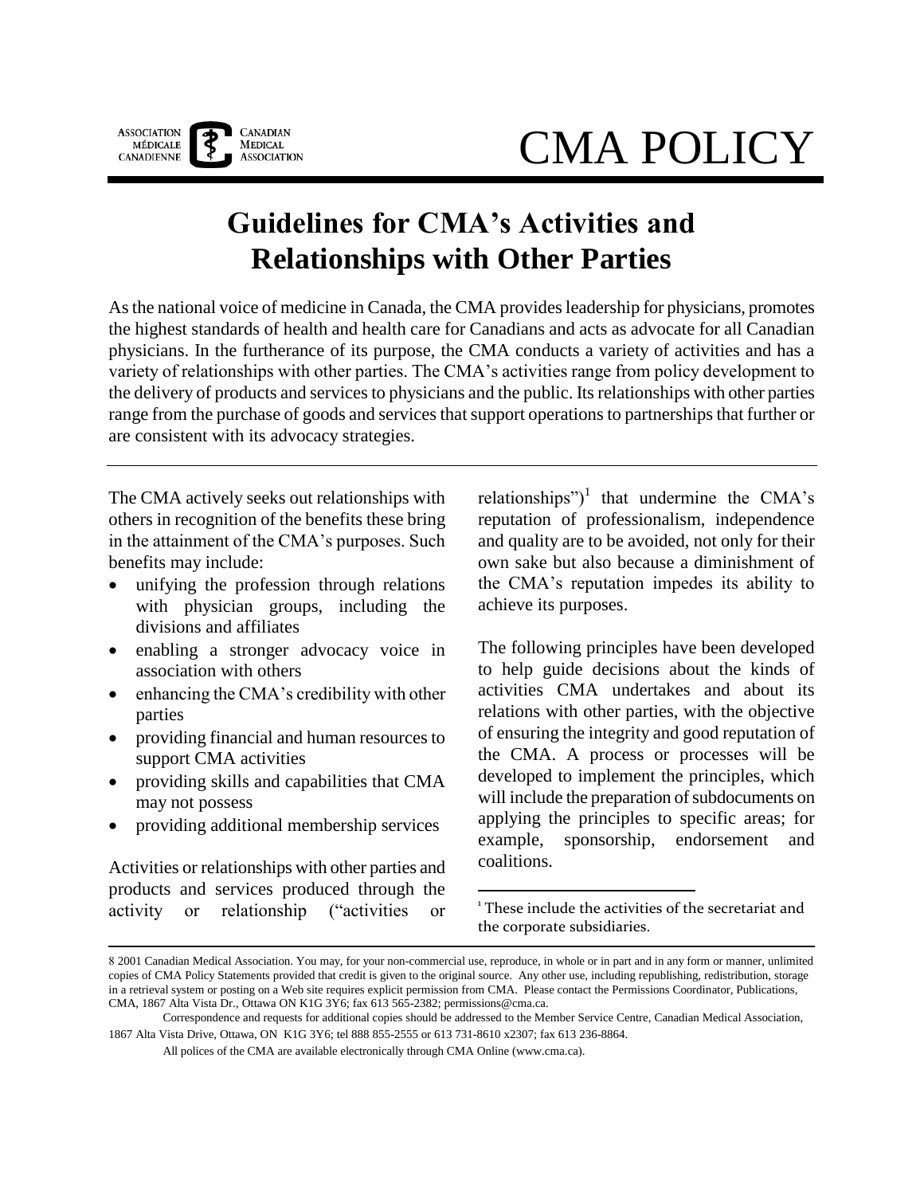# CMA POLICY

## Guidelines for CMA's Activities and Relationships with Other Parties

As the national voice of medicine in Canada, the CMA provides leadership for physicians, promotes the highest standards of health and health care for Canadians and acts as advocate for all Canadian physicians. In the furtherance of its purpose, the CMA conducts a variety of activities and has a variety of relationships with other parties. The CMA's activities range from policy development to the delivery of products and services to physicians and the public. Its relationships with other parties range from the purchase of goods and services that support operations to partnerships that further or are consistent with its advocacy strategies.

---

The CMA actively seeks out relationships with others in recognition of the benefits these bring in the attainment of the CMA's purposes. Such benefits may include:

- unifying the profession through relations with physician groups, including the divisions and affiliates
- enabling a stronger advocacy voice in association with others
- enhancing the CMA's credibility with other parties
- providing financial and human resources to support CMA activities
- providing skills and capabilities that CMA may not possess
- providing additional membership services

Activities or relationships with other parties and products and services produced through the activity or relationship ("activities or relationships")[1] that undermine the CMA's reputation of professionalism, independence and quality are to be avoided, not only for their own sake but also because a diminishment of the CMA's reputation impedes its ability to achieve its purposes.

The following principles have been developed to help guide decisions about the kinds of activities CMA undertakes and about its relations with other parties, with the objective of ensuring the integrity and good reputation of the CMA. A process or processes will be developed to implement the principles, which will include the preparation of subdocuments on applying the principles to specific areas; for example, sponsorship, endorsement and coalitions.

[1] These include the activities of the secretariat and the corporate subsidiaries.

---

8 2001 Canadian Medical Association. You may, for your non-commercial use, reproduce, in whole or in part and in any form or manner, unlimited copies of CMA Policy Statements provided that credit is given to the original source. Any other use, including republishing, redistribution, storage in a retrieval system or posting on a Web site requires explicit permission from CMA. Please contact the Permissions Coordinator, Publications, CMA, 1867 Alta Vista Dr., Ottawa ON K1G 3Y6; fax 613 565-2382; permissions@cma.ca.

Correspondence and requests for additional copies should be addressed to the Member Service Centre, Canadian Medical Association, 1867 Alta Vista Drive, Ottawa, ON K1G 3Y6; tel 888 855-2555 or 613 731-8610 x2307; fax 613 236-8864.

All polices of the CMA are available electronically through CMA Online (www.cma.ca).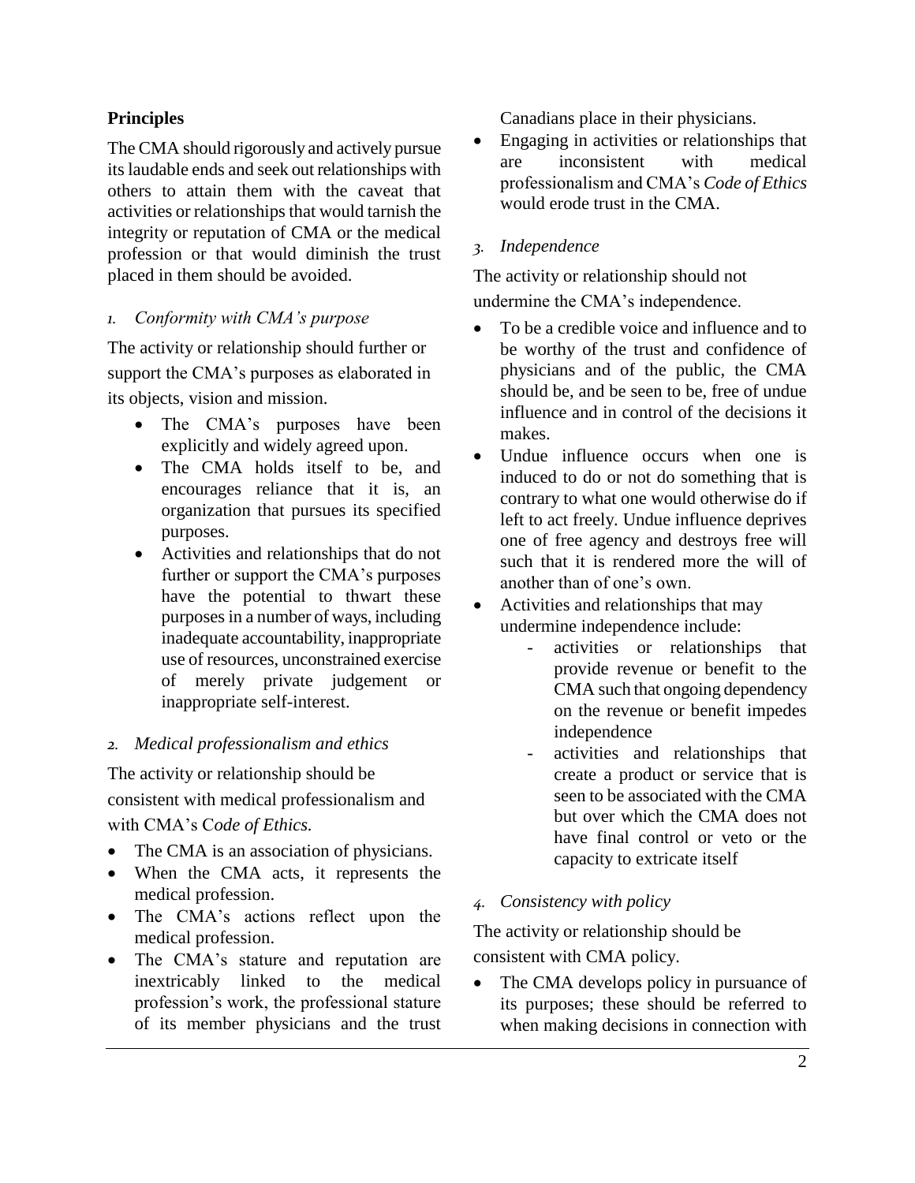## Principles

The CMA should rigorously and actively pursue its laudable ends and seek out relationships with others to attain them with the caveat that activities or relationships that would tarnish the integrity or reputation of CMA or the medical profession or that would diminish the trust placed in them should be avoided.

### *1. Conformity with CMA's purpose*

The activity or relationship should further or support the CMA's purposes as elaborated in its objects, vision and mission.

- The CMA's purposes have been explicitly and widely agreed upon.
- The CMA holds itself to be, and encourages reliance that it is, an organization that pursues its specified purposes.
- Activities and relationships that do not further or support the CMA's purposes have the potential to thwart these purposes in a number of ways, including inadequate accountability, inappropriate use of resources, unconstrained exercise of merely private judgement or inappropriate self-interest.

### *2. Medical professionalism and ethics*

The activity or relationship should be consistent with medical professionalism and with CMA's *Code of Ethics.*

- The CMA is an association of physicians.
- When the CMA acts, it represents the medical profession.
- The CMA's actions reflect upon the medical profession.
- The CMA's stature and reputation are inextricably linked to the medical profession's work, the professional stature of its member physicians and the trust Canadians place in their physicians.
- Engaging in activities or relationships that are inconsistent with medical professionalism and CMA's *Code of Ethics* would erode trust in the CMA.

### *3. Independence*

The activity or relationship should not undermine the CMA's independence.

- To be a credible voice and influence and to be worthy of the trust and confidence of physicians and of the public, the CMA should be, and be seen to be, free of undue influence and in control of the decisions it makes.
- Undue influence occurs when one is induced to do or not do something that is contrary to what one would otherwise do if left to act freely. Undue influence deprives one of free agency and destroys free will such that it is rendered more the will of another than of one's own.
- Activities and relationships that may undermine independence include:
  - activities or relationships that provide revenue or benefit to the CMA such that ongoing dependency on the revenue or benefit impedes independence
  - activities and relationships that create a product or service that is seen to be associated with the CMA but over which the CMA does not have final control or veto or the capacity to extricate itself

### *4. Consistency with policy*

The activity or relationship should be consistent with CMA policy.

- The CMA develops policy in pursuance of its purposes; these should be referred to when making decisions in connection with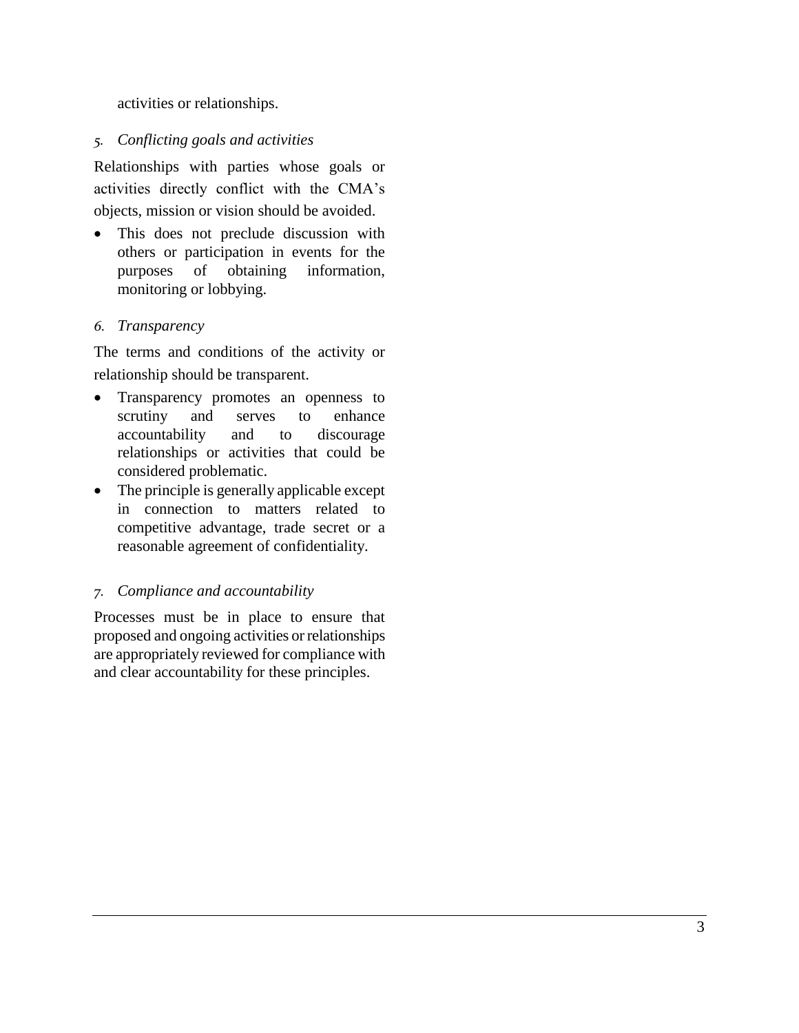activities or relationships.

*5. Conflicting goals and activities*

Relationships with parties whose goals or activities directly conflict with the CMA's objects, mission or vision should be avoided.

- This does not preclude discussion with others or participation in events for the purposes of obtaining information, monitoring or lobbying.

*6. Transparency*

The terms and conditions of the activity or relationship should be transparent.

- Transparency promotes an openness to scrutiny and serves to enhance accountability and to discourage relationships or activities that could be considered problematic.
- The principle is generally applicable except in connection to matters related to competitive advantage, trade secret or a reasonable agreement of confidentiality.

*7. Compliance and accountability*

Processes must be in place to ensure that proposed and ongoing activities or relationships are appropriately reviewed for compliance with and clear accountability for these principles.